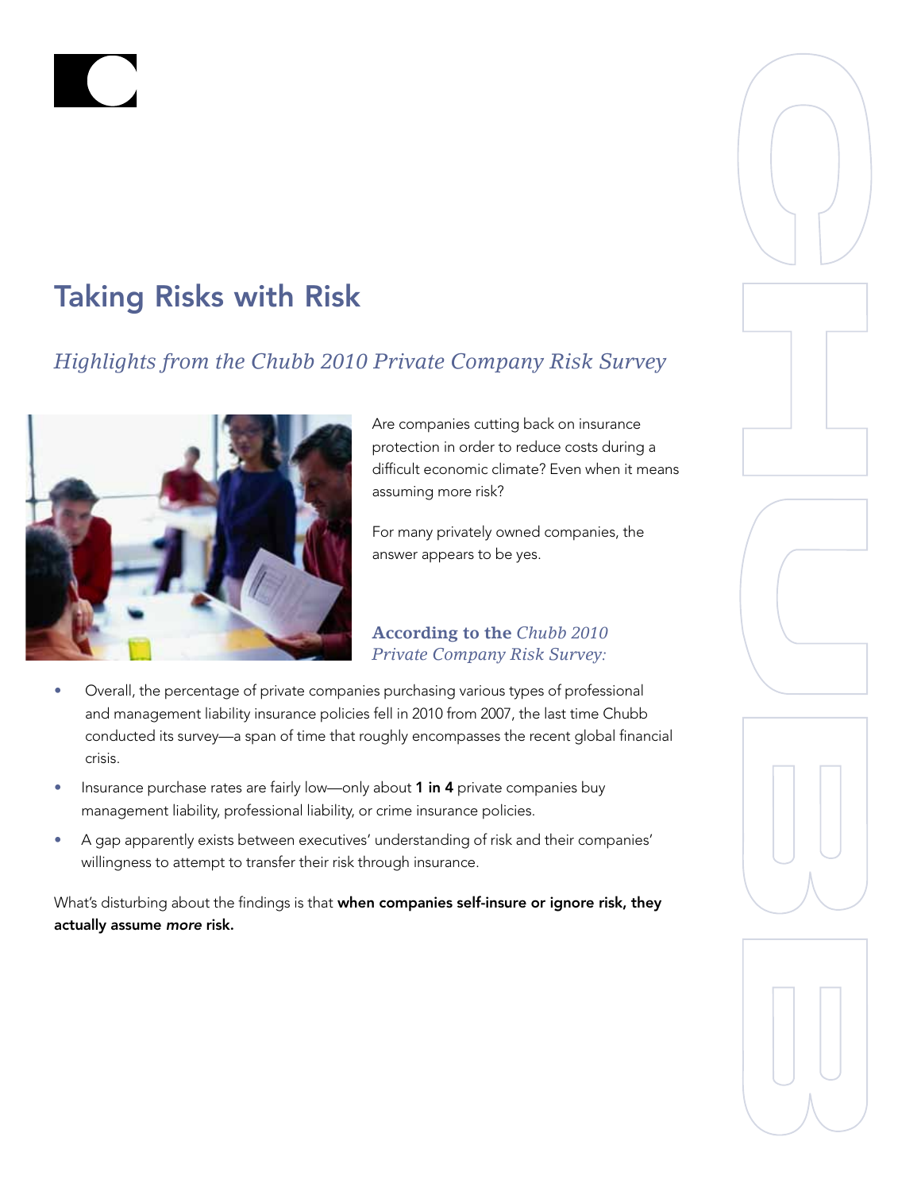# Taking Risks with Risk

*Highlights from the Chubb 2010 Private Company Risk Survey*

Are companies cutting back on insurance protection in order to reduce costs during a difficult economic climate? Even when it means assuming more risk?

For many privately owned companies, the answer appears to be yes.

**According to the** ***Chubb 2010 Private Company Risk Survey:***

- Overall, the percentage of private companies purchasing various types of professional and management liability insurance policies fell in 2010 from 2007, the last time Chubb conducted its survey—a span of time that roughly encompasses the recent global financial crisis.
- Insurance purchase rates are fairly low—only about **1 in 4** private companies buy management liability, professional liability, or crime insurance policies.
- A gap apparently exists between executives' understanding of risk and their companies' willingness to attempt to transfer their risk through insurance.

What's disturbing about the findings is that **when companies self-insure or ignore risk, they actually assume *more* risk.**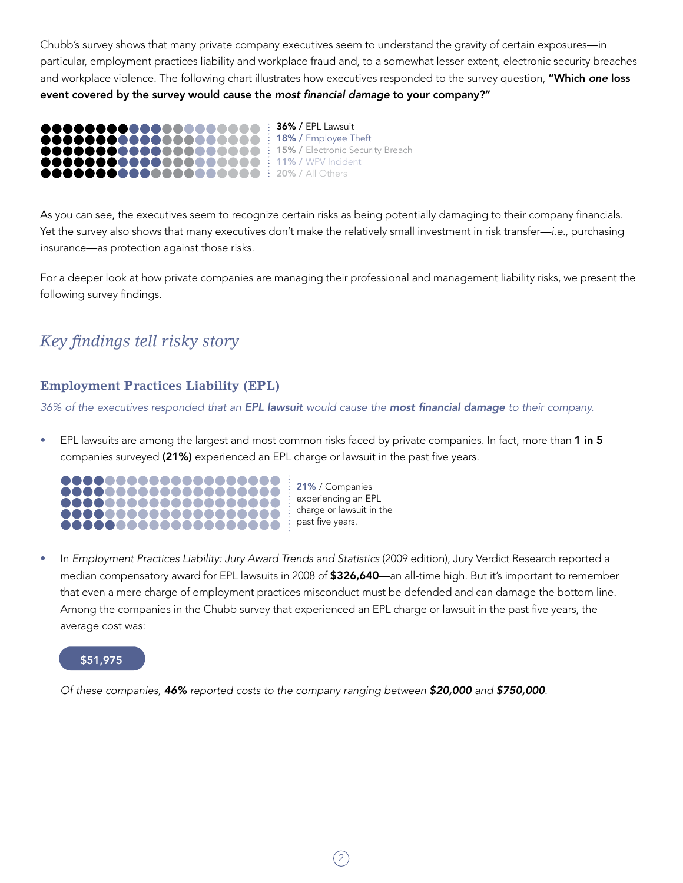Chubb's survey shows that many private company executives seem to understand the gravity of certain exposures—in particular, employment practices liability and workplace fraud and, to a somewhat lesser extent, electronic security breaches and workplace violence. The following chart illustrates how executives responded to the survey question, **"Which *one* loss event covered by the survey would cause the *most financial damage* to your company?"**

**36%** / EPL Lawsuit
**18%** / Employee Theft
**15%** / Electronic Security Breach
**11%** / WPV Incident
**20%** / All Others

As you can see, the executives seem to recognize certain risks as being potentially damaging to their company financials. Yet the survey also shows that many executives don't make the relatively small investment in risk transfer—*i.e.*, purchasing insurance—as protection against those risks.

For a deeper look at how private companies are managing their professional and management liability risks, we present the following survey findings.

## *Key findings tell risky story*

### Employment Practices Liability (EPL)

*36% of the executives responded that an **EPL lawsuit** would cause the **most financial damage** to their company.*

- EPL lawsuits are among the largest and most common risks faced by private companies. In fact, more than **1 in 5** companies surveyed **(21%)** experienced an EPL charge or lawsuit in the past five years.

  **21%** / Companies experiencing an EPL charge or lawsuit in the past five years.

- In *Employment Practices Liability: Jury Award Trends and Statistics* (2009 edition), Jury Verdict Research reported a median compensatory award for EPL lawsuits in 2008 of **$326,640**—an all-time high. But it's important to remember that even a mere charge of employment practices misconduct must be defended and can damage the bottom line. Among the companies in the Chubb survey that experienced an EPL charge or lawsuit in the past five years, the average cost was:

  **$51,975**

  *Of these companies, **46%** reported costs to the company ranging between **$20,000** and **$750,000**.*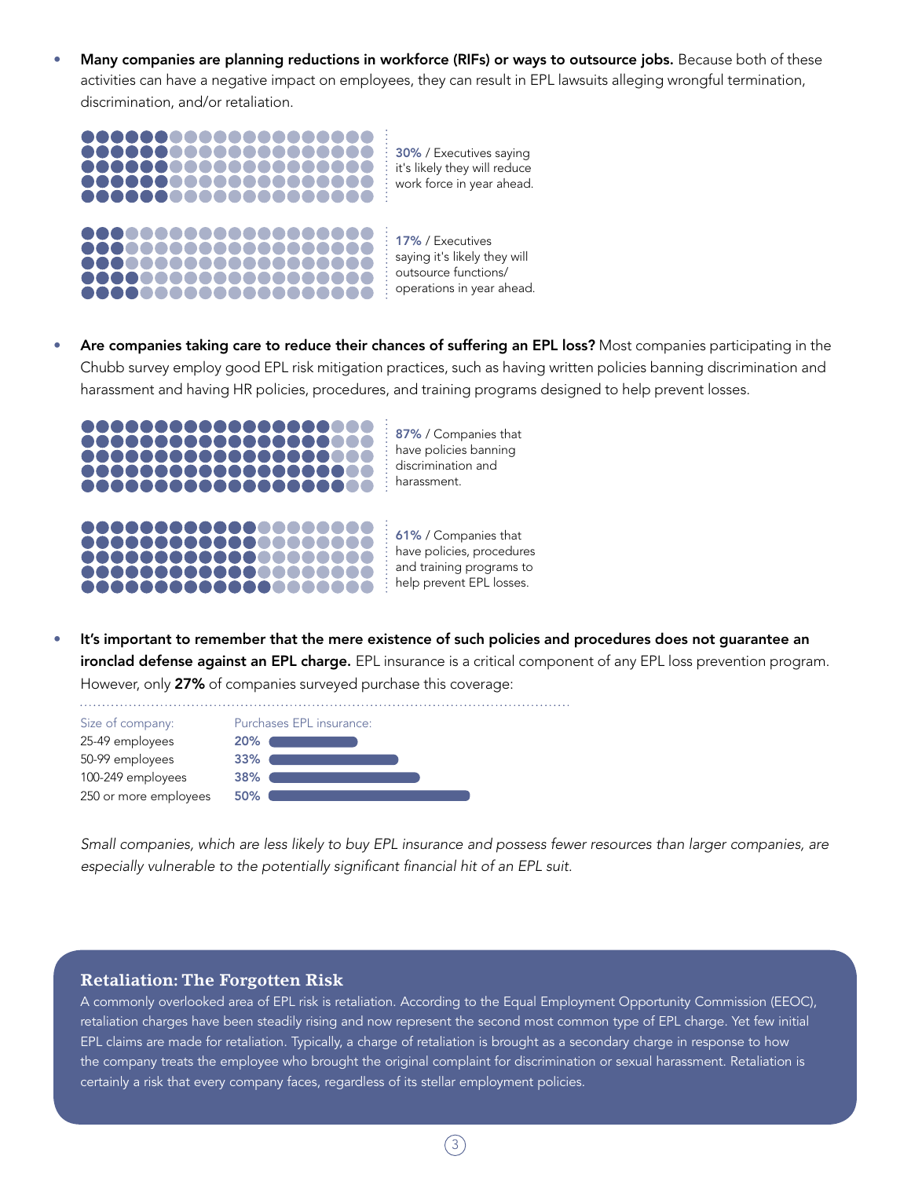- **Many companies are planning reductions in workforce (RIFs) or ways to outsource jobs.** Because both of these activities can have a negative impact on employees, they can result in EPL lawsuits alleging wrongful termination, discrimination, and/or retaliation.

**30%** / Executives saying it's likely they will reduce work force in year ahead.

**17%** / Executives saying it's likely they will outsource functions/ operations in year ahead.

- **Are companies taking care to reduce their chances of suffering an EPL loss?** Most companies participating in the Chubb survey employ good EPL risk mitigation practices, such as having written policies banning discrimination and harassment and having HR policies, procedures, and training programs designed to help prevent losses.

**87%** / Companies that have policies banning discrimination and harassment.

**61%** / Companies that have policies, procedures and training programs to help prevent EPL losses.

- **It's important to remember that the mere existence of such policies and procedures does not guarantee an ironclad defense against an EPL charge.** EPL insurance is a critical component of any EPL loss prevention program. However, only **27%** of companies surveyed purchase this coverage:

| Size of company: | Purchases EPL insurance: |
|---|---|
| 25-49 employees | 20% |
| 50-99 employees | 33% |
| 100-249 employees | 38% |
| 250 or more employees | 50% |

*Small companies, which are less likely to buy EPL insurance and possess fewer resources than larger companies, are especially vulnerable to the potentially significant financial hit of an EPL suit.*

## Retaliation: The Forgotten Risk

A commonly overlooked area of EPL risk is retaliation. According to the Equal Employment Opportunity Commission (EEOC), retaliation charges have been steadily rising and now represent the second most common type of EPL charge. Yet few initial EPL claims are made for retaliation. Typically, a charge of retaliation is brought as a secondary charge in response to how the company treats the employee who brought the original complaint for discrimination or sexual harassment. Retaliation is certainly a risk that every company faces, regardless of its stellar employment policies.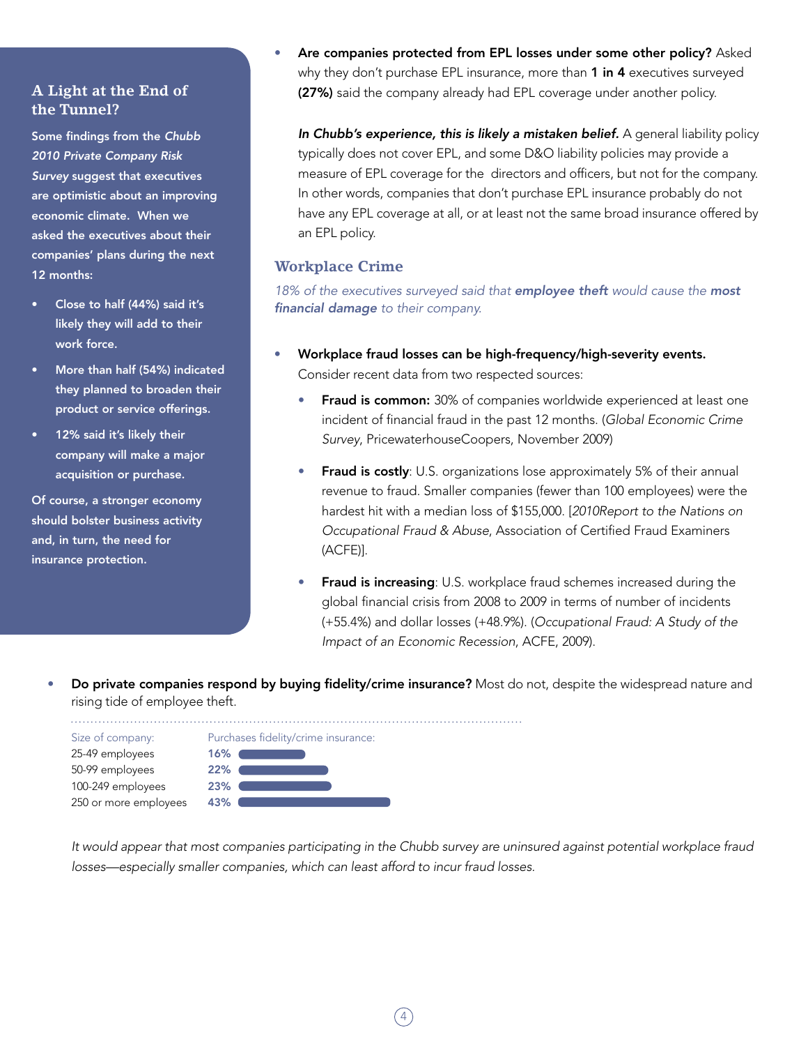## A Light at the End of the Tunnel?

Some findings from the *Chubb 2010 Private Company Risk Survey* suggest that executives are optimistic about an improving economic climate. When we asked the executives about their companies' plans during the next 12 months:

- Close to half (44%) said it's likely they will add to their work force.
- More than half (54%) indicated they planned to broaden their product or service offerings.
- 12% said it's likely their company will make a major acquisition or purchase.

Of course, a stronger economy should bolster business activity and, in turn, the need for insurance protection.

- **Are companies protected from EPL losses under some other policy?** Asked why they don't purchase EPL insurance, more than **1 in 4** executives surveyed **(27%)** said the company already had EPL coverage under another policy.

  ***In Chubb's experience, this is likely a mistaken belief.*** A general liability policy typically does not cover EPL, and some D&O liability policies may provide a measure of EPL coverage for the directors and officers, but not for the company. In other words, companies that don't purchase EPL insurance probably do not have any EPL coverage at all, or at least not the same broad insurance offered by an EPL policy.

## Workplace Crime

*18% of the executives surveyed said that **employee theft** would cause the **most financial damage** to their company.*

- **Workplace fraud losses can be high-frequency/high-severity events.** Consider recent data from two respected sources:
  - **Fraud is common:** 30% of companies worldwide experienced at least one incident of financial fraud in the past 12 months. (*Global Economic Crime Survey*, PricewaterhouseCoopers, November 2009)
  - **Fraud is costly**: U.S. organizations lose approximately 5% of their annual revenue to fraud. Smaller companies (fewer than 100 employees) were the hardest hit with a median loss of $155,000. [*2010Report to the Nations on Occupational Fraud & Abuse*, Association of Certified Fraud Examiners (ACFE)].
  - **Fraud is increasing**: U.S. workplace fraud schemes increased during the global financial crisis from 2008 to 2009 in terms of number of incidents (+55.4%) and dollar losses (+48.9%). (*Occupational Fraud: A Study of the Impact of an Economic Recession*, ACFE, 2009).

- **Do private companies respond by buying fidelity/crime insurance?** Most do not, despite the widespread nature and rising tide of employee theft.

| Size of company: | Purchases fidelity/crime insurance: |
|---|---|
| 25-49 employees | 16% |
| 50-99 employees | 22% |
| 100-249 employees | 23% |
| 250 or more employees | 43% |

*It would appear that most companies participating in the Chubb survey are uninsured against potential workplace fraud losses—especially smaller companies, which can least afford to incur fraud losses.*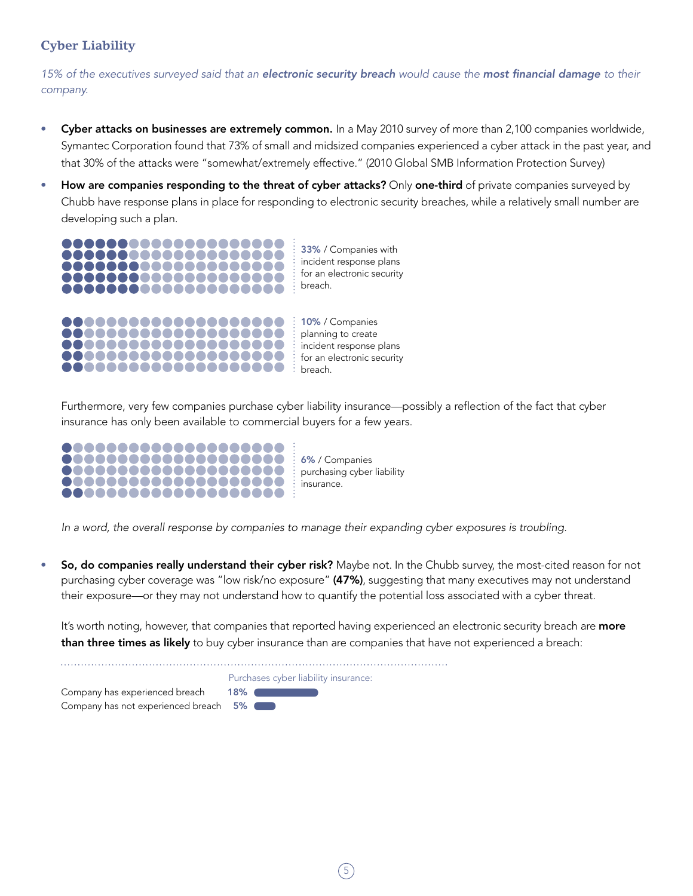## Cyber Liability

*15% of the executives surveyed said that an **electronic security breach** would cause the **most financial damage** to their company.*

- **Cyber attacks on businesses are extremely common.** In a May 2010 survey of more than 2,100 companies worldwide, Symantec Corporation found that 73% of small and midsized companies experienced a cyber attack in the past year, and that 30% of the attacks were "somewhat/extremely effective." (2010 Global SMB Information Protection Survey)

- **How are companies responding to the threat of cyber attacks?** Only **one-third** of private companies surveyed by Chubb have response plans in place for responding to electronic security breaches, while a relatively small number are developing such a plan.

  **33%** / Companies with incident response plans for an electronic security breach.

  **10%** / Companies planning to create incident response plans for an electronic security breach.

  Furthermore, very few companies purchase cyber liability insurance—possibly a reflection of the fact that cyber insurance has only been available to commercial buyers for a few years.

  **6%** / Companies purchasing cyber liability insurance.

  *In a word, the overall response by companies to manage their expanding cyber exposures is troubling.*

- **So, do companies really understand their cyber risk?** Maybe not. In the Chubb survey, the most-cited reason for not purchasing cyber coverage was "low risk/no exposure" **(47%)**, suggesting that many executives may not understand their exposure—or they may not understand how to quantify the potential loss associated with a cyber threat.

  It's worth noting, however, that companies that reported having experienced an electronic security breach are **more than three times as likely** to buy cyber insurance than are companies that have not experienced a breach:

| | Purchases cyber liability insurance: |
|---|---|
| Company has experienced breach | 18% |
| Company has not experienced breach | 5% |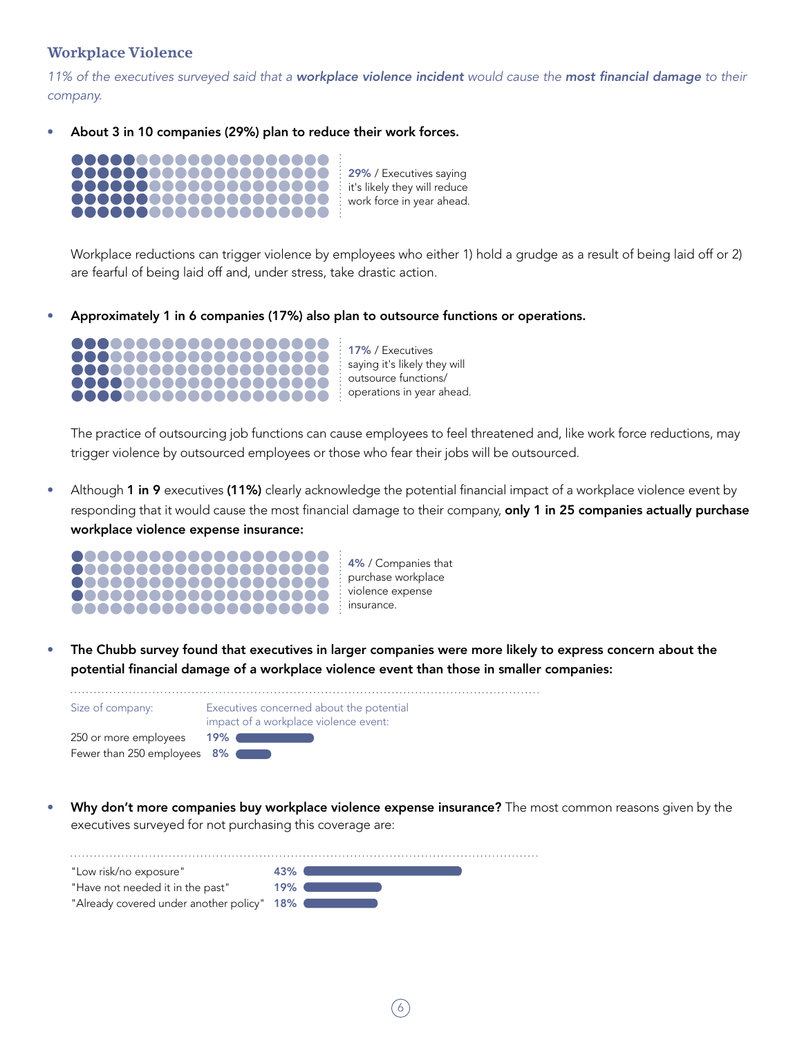## Workplace Violence

*11% of the executives surveyed said that a **workplace violence incident** would cause the **most financial damage** to their company.*

- **About 3 in 10 companies (29%) plan to reduce their work forces.**

  **29%** / Executives saying it's likely they will reduce work force in year ahead.

  Workplace reductions can trigger violence by employees who either 1) hold a grudge as a result of being laid off or 2) are fearful of being laid off and, under stress, take drastic action.

- **Approximately 1 in 6 companies (17%) also plan to outsource functions or operations.**

  **17%** / Executives saying it's likely they will outsource functions/ operations in year ahead.

  The practice of outsourcing job functions can cause employees to feel threatened and, like work force reductions, may trigger violence by outsourced employees or those who fear their jobs will be outsourced.

- Although **1 in 9** executives **(11%)** clearly acknowledge the potential financial impact of a workplace violence event by responding that it would cause the most financial damage to their company, **only 1 in 25 companies actually purchase workplace violence expense insurance:**

  **4%** / Companies that purchase workplace violence expense insurance.

- **The Chubb survey found that executives in larger companies were more likely to express concern about the potential financial damage of a workplace violence event than those in smaller companies:**

| Size of company: | Executives concerned about the potential impact of a workplace violence event: |
|---|---|
| 250 or more employees | 19% |
| Fewer than 250 employees | 8% |

- **Why don't more companies buy workplace violence expense insurance?** The most common reasons given by the executives surveyed for not purchasing this coverage are:

| Reason | % |
|---|---|
| "Low risk/no exposure" | 43% |
| "Have not needed it in the past" | 19% |
| "Already covered under another policy" | 18% |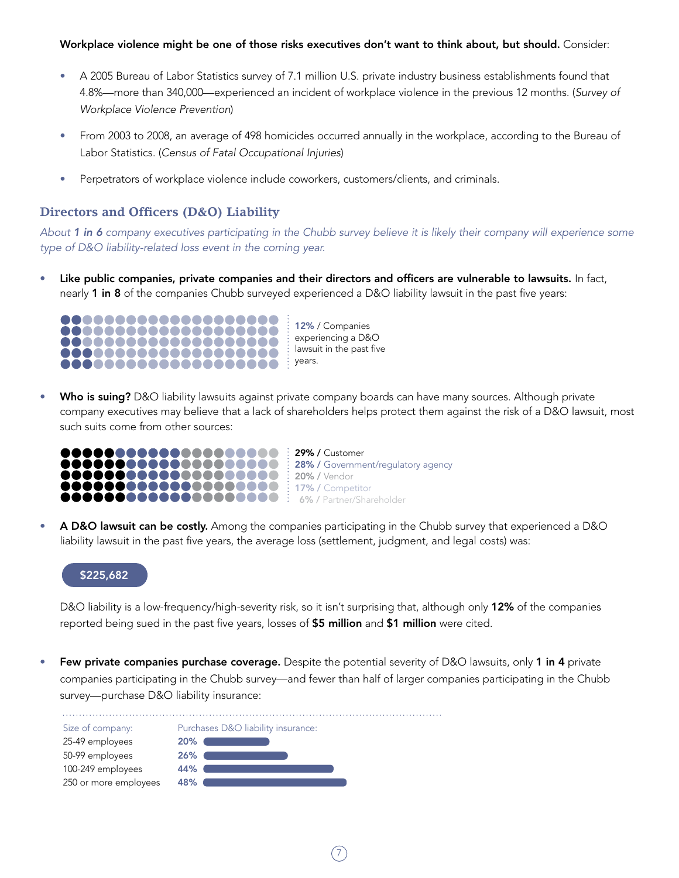**Workplace violence might be one of those risks executives don't want to think about, but should.** Consider:

- A 2005 Bureau of Labor Statistics survey of 7.1 million U.S. private industry business establishments found that 4.8%—more than 340,000—experienced an incident of workplace violence in the previous 12 months. (*Survey of Workplace Violence Prevention*)
- From 2003 to 2008, an average of 498 homicides occurred annually in the workplace, according to the Bureau of Labor Statistics. (*Census of Fatal Occupational Injuries*)
- Perpetrators of workplace violence include coworkers, customers/clients, and criminals.

## Directors and Officers (D&O) Liability

*About **1 in 6** company executives participating in the Chubb survey believe it is likely their company will experience some type of D&O liability-related loss event in the coming year.*

- **Like public companies, private companies and their directors and officers are vulnerable to lawsuits.** In fact, nearly **1 in 8** of the companies Chubb surveyed experienced a D&O liability lawsuit in the past five years:

  **12%** / Companies experiencing a D&O lawsuit in the past five years.

- **Who is suing?** D&O liability lawsuits against private company boards can have many sources. Although private company executives may believe that a lack of shareholders helps protect them against the risk of a D&O lawsuit, most such suits come from other sources:

  **29%** / Customer
  **28%** / Government/regulatory agency
  **20%** / Vendor
  **17%** / Competitor
  **6%** / Partner/Shareholder

- **A D&O lawsuit can be costly.** Among the companies participating in the Chubb survey that experienced a D&O liability lawsuit in the past five years, the average loss (settlement, judgment, and legal costs) was:

  **$225,682**

  D&O liability is a low-frequency/high-severity risk, so it isn't surprising that, although only **12%** of the companies reported being sued in the past five years, losses of **$5 million** and **$1 million** were cited.

- **Few private companies purchase coverage.** Despite the potential severity of D&O lawsuits, only **1 in 4** private companies participating in the Chubb survey—and fewer than half of larger companies participating in the Chubb survey—purchase D&O liability insurance:

| Size of company: | Purchases D&O liability insurance: |
|---|---|
| 25-49 employees | 20% |
| 50-99 employees | 26% |
| 100-249 employees | 44% |
| 250 or more employees | 48% |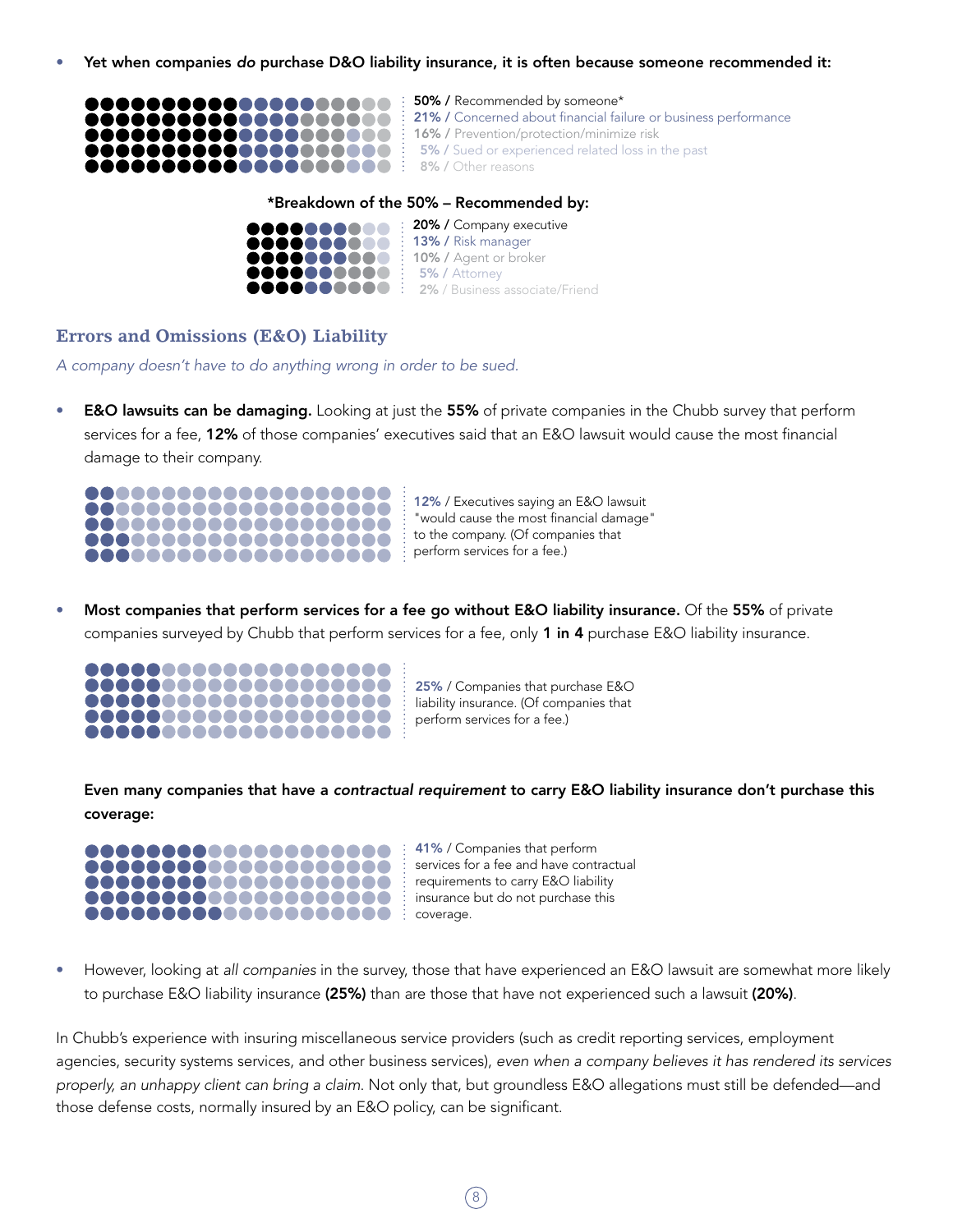- **Yet when companies *do* purchase D&O liability insurance, it is often because someone recommended it:**

**50%** / Recommended by someone*
**21%** / Concerned about financial failure or business performance
**16%** / Prevention/protection/minimize risk
**5%** / Sued or experienced related loss in the past
**8%** / Other reasons

**\*Breakdown of the 50% – Recommended by:**

**20%** / Company executive
**13%** / Risk manager
**10%** / Agent or broker
**5%** / Attorney
**2%** / Business associate/Friend

## Errors and Omissions (E&O) Liability

*A company doesn't have to do anything wrong in order to be sued.*

- **E&O lawsuits can be damaging.** Looking at just the **55%** of private companies in the Chubb survey that perform services for a fee, **12%** of those companies' executives said that an E&O lawsuit would cause the most financial damage to their company.

**12%** / Executives saying an E&O lawsuit "would cause the most financial damage" to the company. (Of companies that perform services for a fee.)

- **Most companies that perform services for a fee go without E&O liability insurance.** Of the **55%** of private companies surveyed by Chubb that perform services for a fee, only **1 in 4** purchase E&O liability insurance.

**25%** / Companies that purchase E&O liability insurance. (Of companies that perform services for a fee.)

**Even many companies that have a *contractual requirement* to carry E&O liability insurance don't purchase this coverage:**

**41%** / Companies that perform services for a fee and have contractual requirements to carry E&O liability insurance but do not purchase this coverage.

- However, looking at *all companies* in the survey, those that have experienced an E&O lawsuit are somewhat more likely to purchase E&O liability insurance **(25%)** than are those that have not experienced such a lawsuit **(20%)**.

In Chubb's experience with insuring miscellaneous service providers (such as credit reporting services, employment agencies, security systems services, and other business services), *even when a company believes it has rendered its services properly, an unhappy client can bring a claim.* Not only that, but groundless E&O allegations must still be defended—and those defense costs, normally insured by an E&O policy, can be significant.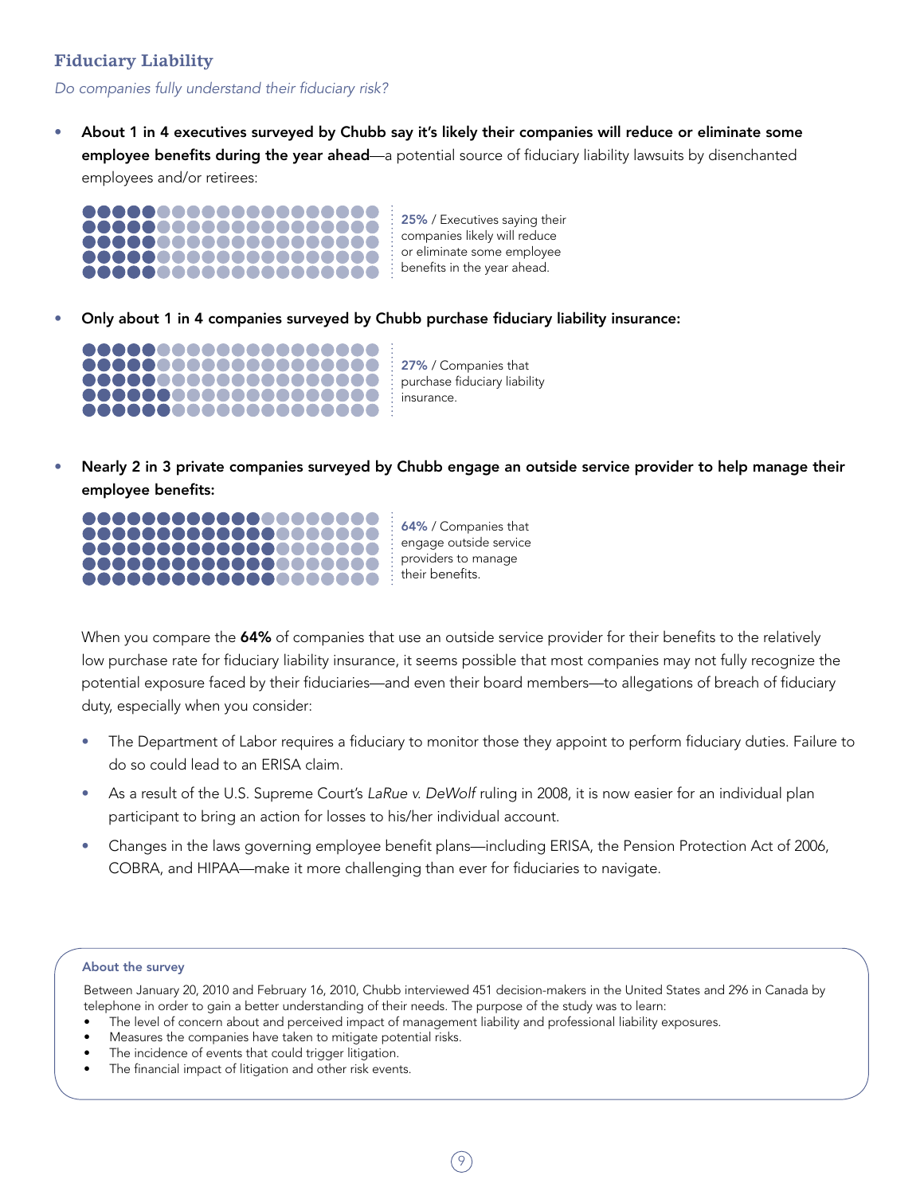## Fiduciary Liability

*Do companies fully understand their fiduciary risk?*

- **About 1 in 4 executives surveyed by Chubb say it's likely their companies will reduce or eliminate some employee benefits during the year ahead**—a potential source of fiduciary liability lawsuits by disenchanted employees and/or retirees:

**25%** / Executives saying their companies likely will reduce or eliminate some employee benefits in the year ahead.

- **Only about 1 in 4 companies surveyed by Chubb purchase fiduciary liability insurance:**

**27%** / Companies that purchase fiduciary liability insurance.

- **Nearly 2 in 3 private companies surveyed by Chubb engage an outside service provider to help manage their employee benefits:**

**64%** / Companies that engage outside service providers to manage their benefits.

When you compare the **64%** of companies that use an outside service provider for their benefits to the relatively low purchase rate for fiduciary liability insurance, it seems possible that most companies may not fully recognize the potential exposure faced by their fiduciaries—and even their board members—to allegations of breach of fiduciary duty, especially when you consider:

- The Department of Labor requires a fiduciary to monitor those they appoint to perform fiduciary duties. Failure to do so could lead to an ERISA claim.
- As a result of the U.S. Supreme Court's *LaRue v. DeWolf* ruling in 2008, it is now easier for an individual plan participant to bring an action for losses to his/her individual account.
- Changes in the laws governing employee benefit plans—including ERISA, the Pension Protection Act of 2006, COBRA, and HIPAA—make it more challenging than ever for fiduciaries to navigate.

**About the survey**

Between January 20, 2010 and February 16, 2010, Chubb interviewed 451 decision-makers in the United States and 296 in Canada by telephone in order to gain a better understanding of their needs. The purpose of the study was to learn:

- The level of concern about and perceived impact of management liability and professional liability exposures.
- Measures the companies have taken to mitigate potential risks.
- The incidence of events that could trigger litigation.
- The financial impact of litigation and other risk events.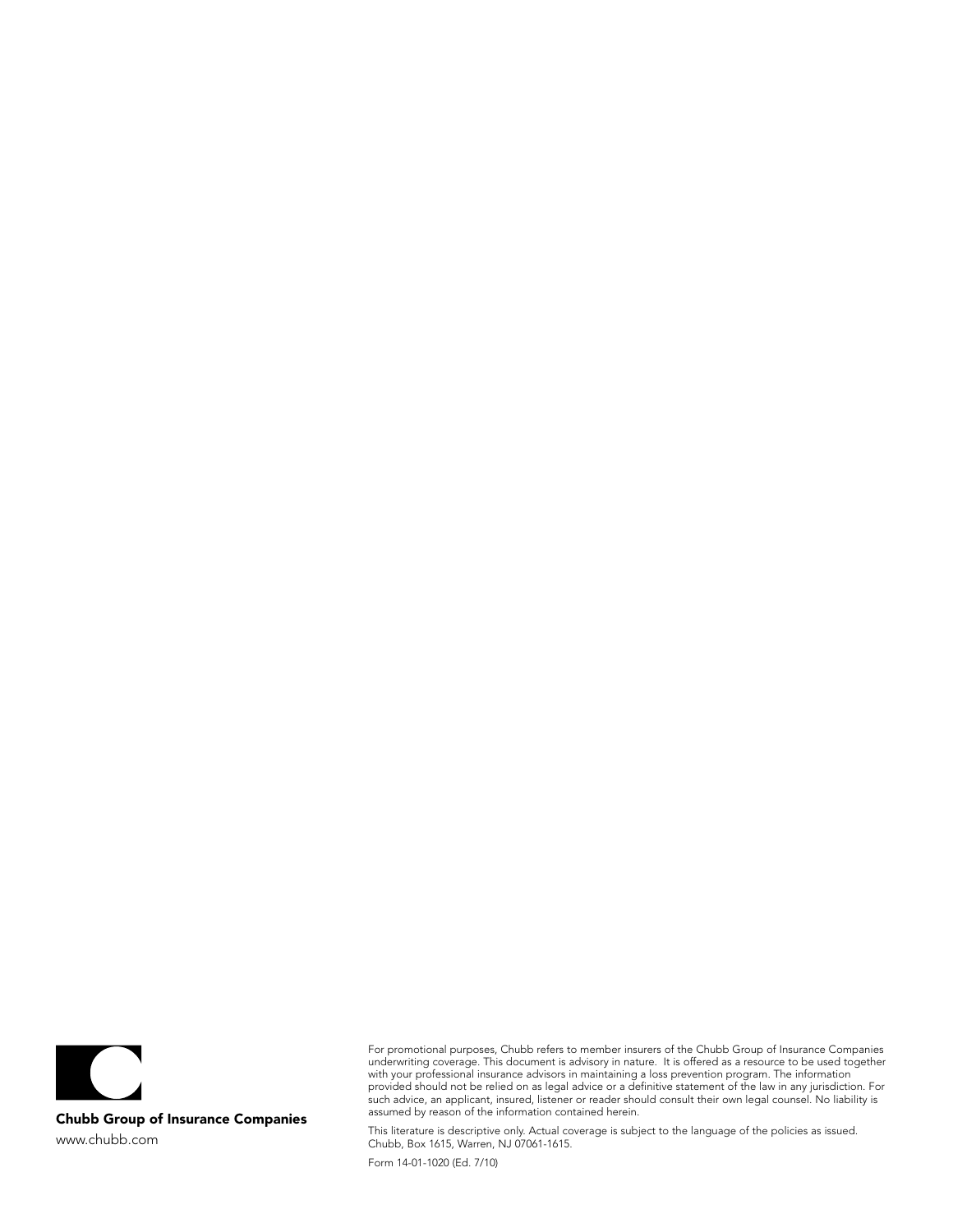**Chubb Group of Insurance Companies**

www.chubb.com

For promotional purposes, Chubb refers to member insurers of the Chubb Group of Insurance Companies underwriting coverage. This document is advisory in nature. It is offered as a resource to be used together with your professional insurance advisors in maintaining a loss prevention program. The information provided should not be relied on as legal advice or a definitive statement of the law in any jurisdiction. For such advice, an applicant, insured, listener or reader should consult their own legal counsel. No liability is assumed by reason of the information contained herein.

This literature is descriptive only. Actual coverage is subject to the language of the policies as issued. Chubb, Box 1615, Warren, NJ 07061-1615.

Form 14-01-1020 (Ed. 7/10)